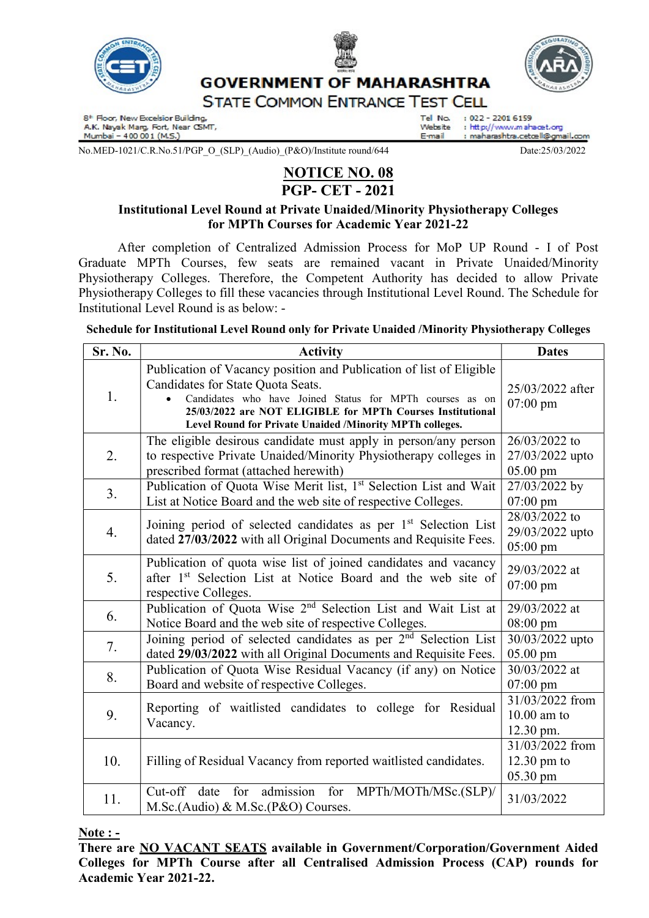# GOVERNMENT OF MAHARASHTRA

## STATE COMMON ENTRANCE TEST CELL

8th Floor, New Excelsior Building,
A.K. Nayak Marg, Fort, Near CSMT,
Mumbai – 400 001 (M.S.)

Tel No. : 022 – 2201 6159
Website : http://www.mahacet.org
E-mail : maharashtra.cetcell@gmail.com

No.MED-1021/C.R.No.51/PGP_O_(SLP)_(Audio)_(P&O)/Institute round/644 Date:25/03/2022

# NOTICE NO. 08

# PGP- CET - 2021

### Institutional Level Round at Private Unaided/Minority Physiotherapy Colleges for MPTh Courses for Academic Year 2021-22

After completion of Centralized Admission Process for MoP UP Round - I of Post Graduate MPTh Courses, few seats are remained vacant in Private Unaided/Minority Physiotherapy Colleges. Therefore, the Competent Authority has decided to allow Private Physiotherapy Colleges to fill these vacancies through Institutional Level Round. The Schedule for Institutional Level Round is as below: -

**Schedule for Institutional Level Round only for Private Unaided /Minority Physiotherapy Colleges**

| Sr. No. | Activity | Dates |
|---|---|---|
| 1. | Publication of Vacancy position and Publication of list of Eligible Candidates for State Quota Seats.<br>• Candidates who have Joined Status for MPTh courses as on **25/03/2022 are NOT ELIGIBLE for MPTh Courses Institutional Level Round for Private Unaided /Minority MPTh colleges.** | 25/03/2022 after 07:00 pm |
| 2. | The eligible desirous candidate must apply in person/any person to respective Private Unaided/Minority Physiotherapy colleges in prescribed format (attached herewith) | 26/03/2022 to 27/03/2022 upto 05.00 pm |
| 3. | Publication of Quota Wise Merit list, 1st Selection List and Wait List at Notice Board and the web site of respective Colleges. | 27/03/2022 by 07:00 pm |
| 4. | Joining period of selected candidates as per 1st Selection List dated **27/03/2022** with all Original Documents and Requisite Fees. | 28/03/2022 to 29/03/2022 upto 05:00 pm |
| 5. | Publication of quota wise list of joined candidates and vacancy after 1st Selection List at Notice Board and the web site of respective Colleges. | 29/03/2022 at 07:00 pm |
| 6. | Publication of Quota Wise 2nd Selection List and Wait List at Notice Board and the web site of respective Colleges. | 29/03/2022 at 08:00 pm |
| 7. | Joining period of selected candidates as per 2nd Selection List dated **29/03/2022** with all Original Documents and Requisite Fees. | 30/03/2022 upto 05.00 pm |
| 8. | Publication of Quota Wise Residual Vacancy (if any) on Notice Board and website of respective Colleges. | 30/03/2022 at 07:00 pm |
| 9. | Reporting of waitlisted candidates to college for Residual Vacancy. | 31/03/2022 from 10.00 am to 12.30 pm. |
| 10. | Filling of Residual Vacancy from reported waitlisted candidates. | 31/03/2022 from 12.30 pm to 05.30 pm |
| 11. | Cut-off date for admission for MPTh/MOTh/MSc.(SLP)/ M.Sc.(Audio) & M.Sc.(P&O) Courses. | 31/03/2022 |

**Note : -**

**There are NO VACANT SEATS available in Government/Corporation/Government Aided Colleges for MPTh Course after all Centralised Admission Process (CAP) rounds for Academic Year 2021-22.**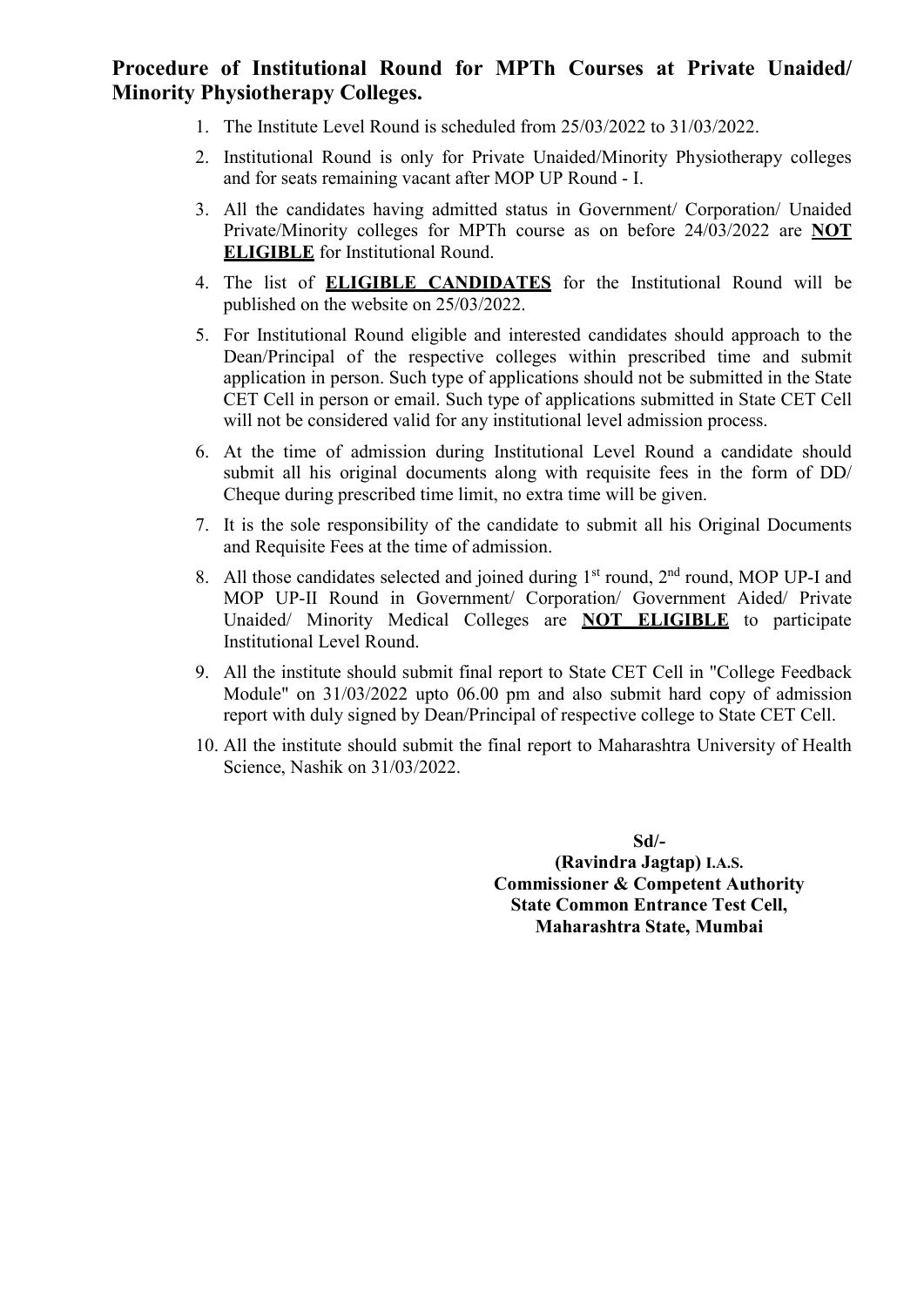## Procedure of Institutional Round for MPTh Courses at Private Unaided/ Minority Physiotherapy Colleges.

1. The Institute Level Round is scheduled from 25/03/2022 to 31/03/2022.
2. Institutional Round is only for Private Unaided/Minority Physiotherapy colleges and for seats remaining vacant after MOP UP Round - I.
3. All the candidates having admitted status in Government/ Corporation/ Unaided Private/Minority colleges for MPTh course as on before 24/03/2022 are **NOT ELIGIBLE** for Institutional Round.
4. The list of **ELIGIBLE CANDIDATES** for the Institutional Round will be published on the website on 25/03/2022.
5. For Institutional Round eligible and interested candidates should approach to the Dean/Principal of the respective colleges within prescribed time and submit application in person. Such type of applications should not be submitted in the State CET Cell in person or email. Such type of applications submitted in State CET Cell will not be considered valid for any institutional level admission process.
6. At the time of admission during Institutional Level Round a candidate should submit all his original documents along with requisite fees in the form of DD/ Cheque during prescribed time limit, no extra time will be given.
7. It is the sole responsibility of the candidate to submit all his Original Documents and Requisite Fees at the time of admission.
8. All those candidates selected and joined during 1st round, 2nd round, MOP UP-I and MOP UP-II Round in Government/ Corporation/ Government Aided/ Private Unaided/ Minority Medical Colleges are **NOT ELIGIBLE** to participate Institutional Level Round.
9. All the institute should submit final report to State CET Cell in "College Feedback Module" on 31/03/2022 upto 06.00 pm and also submit hard copy of admission report with duly signed by Dean/Principal of respective college to State CET Cell.
10. All the institute should submit the final report to Maharashtra University of Health Science, Nashik on 31/03/2022.

**Sd/-**
**(Ravindra Jagtap) I.A.S.**
**Commissioner & Competent Authority**
**State Common Entrance Test Cell,**
**Maharashtra State, Mumbai**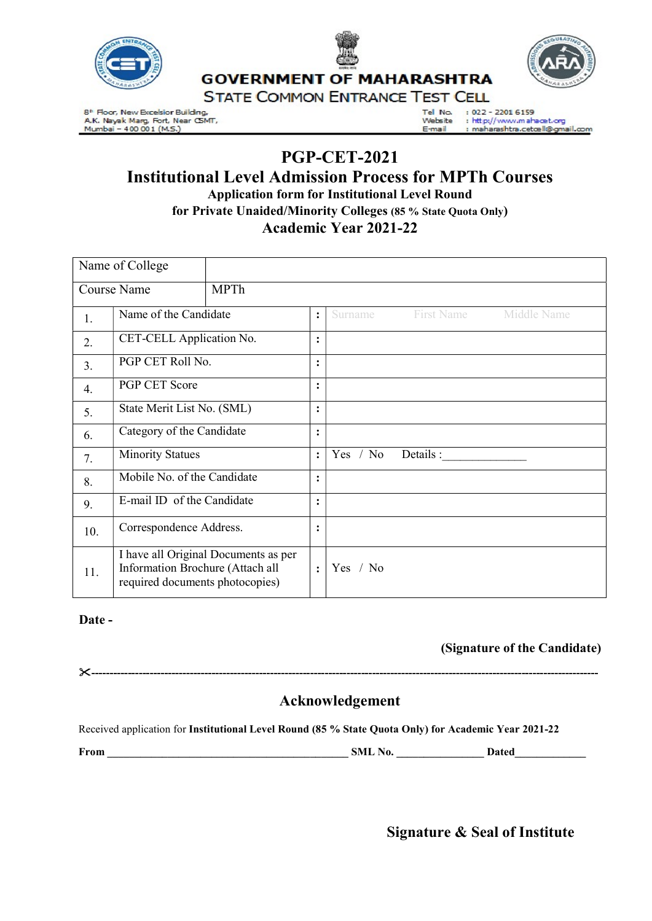GOVERNMENT OF MAHARASHTRA

STATE COMMON ENTRANCE TEST CELL

8th Floor, New Excelsior Building,
A.K. Nayak Marg, Fort, Near CSMT,
Mumbai – 400 001 (M.S.)

Tel No. : 022 - 2201 6159
Website : http://www.mahacet.org
E-mail : maharashtra.cetcell@gmail.com

# PGP-CET-2021

## Institutional Level Admission Process for MPTh Courses

**Application form for Institutional Level Round**

**for Private Unaided/Minority Colleges (85 % State Quota Only)**

**Academic Year 2021-22**

| | | | |
|---|---|---|---|
| Name of College | | | |
| Course Name | MPTh | | |
| 1. | Name of the Candidate | : | Surname First Name Middle Name |
| 2. | CET-CELL Application No. | : | |
| 3. | PGP CET Roll No. | : | |
| 4. | PGP CET Score | : | |
| 5. | State Merit List No. (SML) | : | |
| 6. | Category of the Candidate | : | |
| 7. | Minority Statues | : | Yes / No Details :______________ |
| 8. | Mobile No. of the Candidate | : | |
| 9. | E-mail ID of the Candidate | : | |
| 10. | Correspondence Address. | : | |
| 11. | I have all Original Documents as per Information Brochure (Attach all required documents photocopies) | : | Yes / No |

**Date -**

**(Signature of the Candidate)**

✂-----------------------------------------------------------------------------------------------------------------------------------

## Acknowledgement

Received application for **Institutional Level Round (85 % State Quota Only) for Academic Year 2021-22**

**From** ____________________________________________ **SML No.** ________________ **Dated**_____________

**Signature & Seal of Institute**